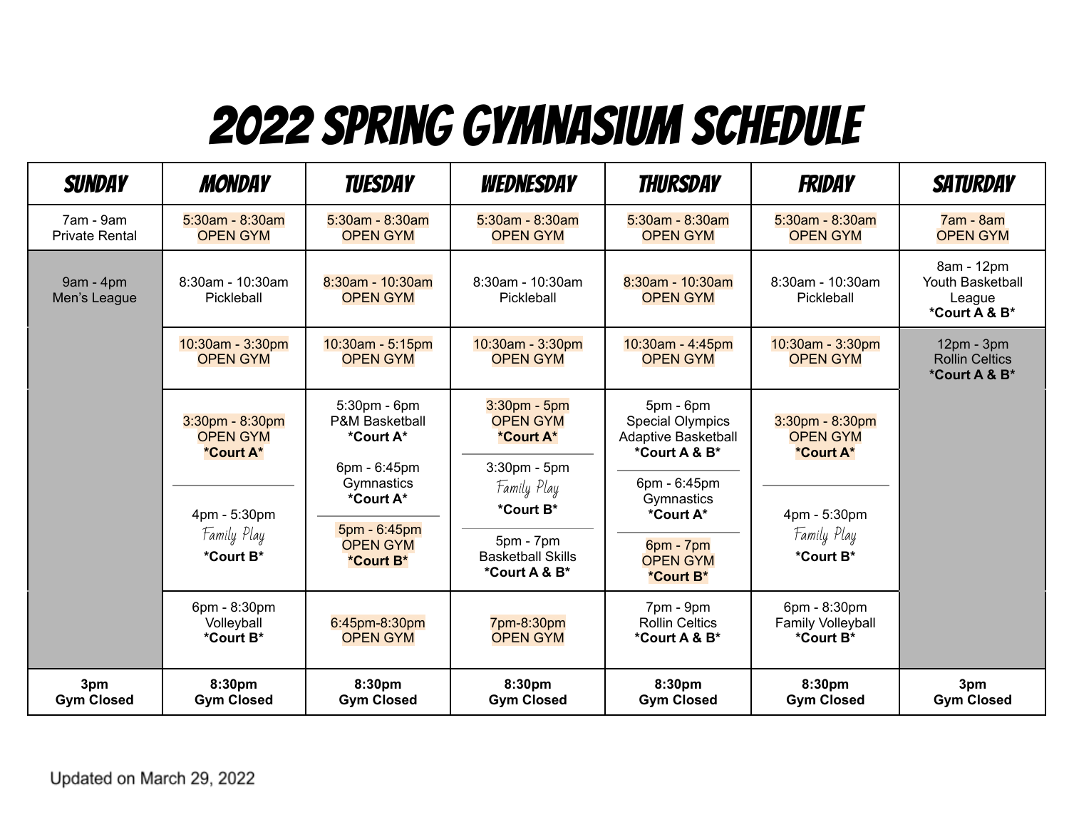# 2022 SPRING GYMNASIUM SCHEDULE

| SUNDAY | MONDAY | TUESDAY | WEDNESDAY | THURSDAY | FRIDAY | SATURDAY |
|---|---|---|---|---|---|---|
| 7am - 9am Private Rental | 5:30am - 8:30am OPEN GYM | 5:30am - 8:30am OPEN GYM | 5:30am - 8:30am OPEN GYM | 5:30am - 8:30am OPEN GYM | 5:30am - 8:30am OPEN GYM | 7am - 8am OPEN GYM |
| 9am - 4pm Men's League | 8:30am - 10:30am Pickleball | 8:30am - 10:30am OPEN GYM | 8:30am - 10:30am Pickleball | 8:30am - 10:30am OPEN GYM | 8:30am - 10:30am Pickleball | 8am - 12pm Youth Basketball League **\*Court A & B\*** |
| | 10:30am - 3:30pm OPEN GYM | 10:30am - 5:15pm OPEN GYM | 10:30am - 3:30pm OPEN GYM | 10:30am - 4:45pm OPEN GYM | 10:30am - 3:30pm OPEN GYM | 12pm - 3pm Rollin Celtics **\*Court A & B\*** |
| | 3:30pm - 8:30pm OPEN GYM **\*Court A\*** <br> 4pm - 5:30pm *Family Play* **\*Court B\*** | 5:30pm - 6pm P&M Basketball **\*Court A\*** <br> 6pm - 6:45pm Gymnastics **\*Court A\*** <br> 5pm - 6:45pm OPEN GYM **\*Court B\*** | 3:30pm - 5pm OPEN GYM **\*Court A\*** <br> 3:30pm - 5pm *Family Play* **\*Court B\*** <br> 5pm - 7pm Basketball Skills **\*Court A & B\*** | 5pm - 6pm Special Olympics Adaptive Basketball **\*Court A & B\*** <br> 6pm - 6:45pm Gymnastics **\*Court A\*** <br> 6pm - 7pm OPEN GYM **\*Court B\*** | 3:30pm - 8:30pm OPEN GYM **\*Court A\*** <br> 4pm - 5:30pm *Family Play* **\*Court B\*** | |
| | 6pm - 8:30pm Volleyball **\*Court B\*** | 6:45pm-8:30pm OPEN GYM | 7pm-8:30pm OPEN GYM | 7pm - 9pm Rollin Celtics **\*Court A & B\*** | 6pm - 8:30pm Family Volleyball **\*Court B\*** | |
| **3pm Gym Closed** | **8:30pm Gym Closed** | **8:30pm Gym Closed** | **8:30pm Gym Closed** | **8:30pm Gym Closed** | **8:30pm Gym Closed** | **3pm Gym Closed** |

Updated on March 29, 2022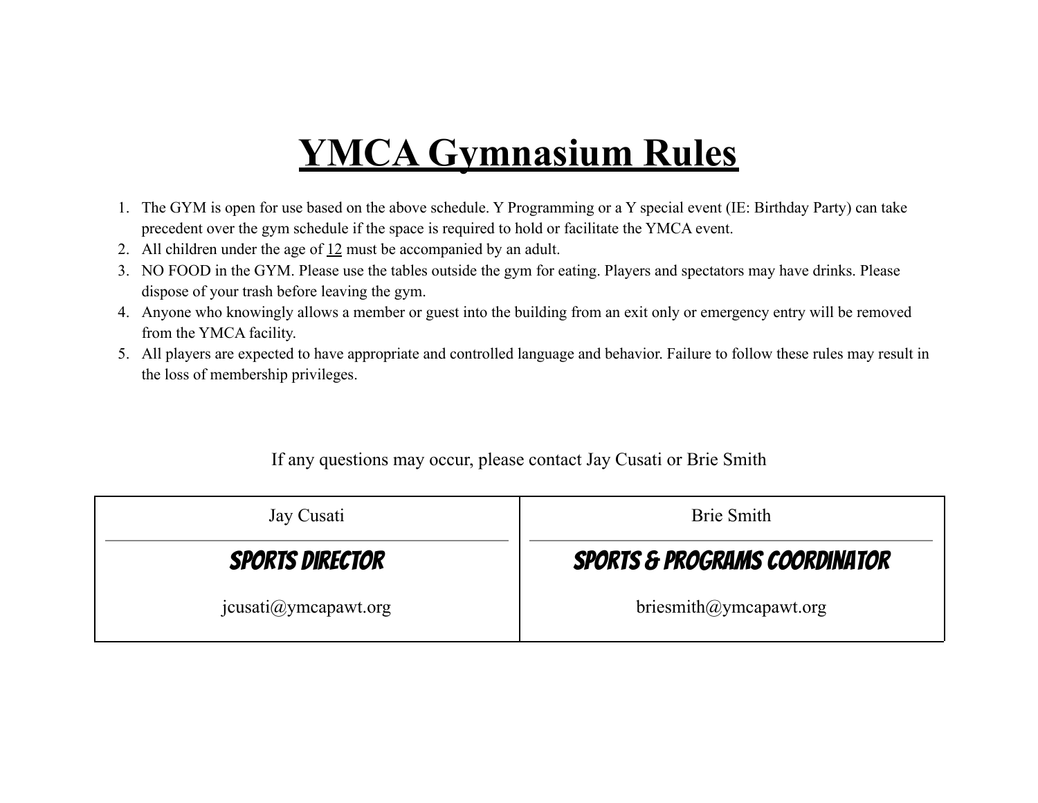# YMCA Gymnasium Rules

1. The GYM is open for use based on the above schedule. Y Programming or a Y special event (IE: Birthday Party) can take precedent over the gym schedule if the space is required to hold or facilitate the YMCA event.
2. All children under the age of 12 must be accompanied by an adult.
3. NO FOOD in the GYM. Please use the tables outside the gym for eating. Players and spectators may have drinks. Please dispose of your trash before leaving the gym.
4. Anyone who knowingly allows a member or guest into the building from an exit only or emergency entry will be removed from the YMCA facility.
5. All players are expected to have appropriate and controlled language and behavior. Failure to follow these rules may result in the loss of membership privileges.

If any questions may occur, please contact Jay Cusati or Brie Smith

| | |
|---|---|
| Jay Cusati | Brie Smith |
| **SPORTS DIRECTOR** | **SPORTS & PROGRAMS COORDINATOR** |
| jcusati@ymcapawt.org | briesmith@ymcapawt.org |